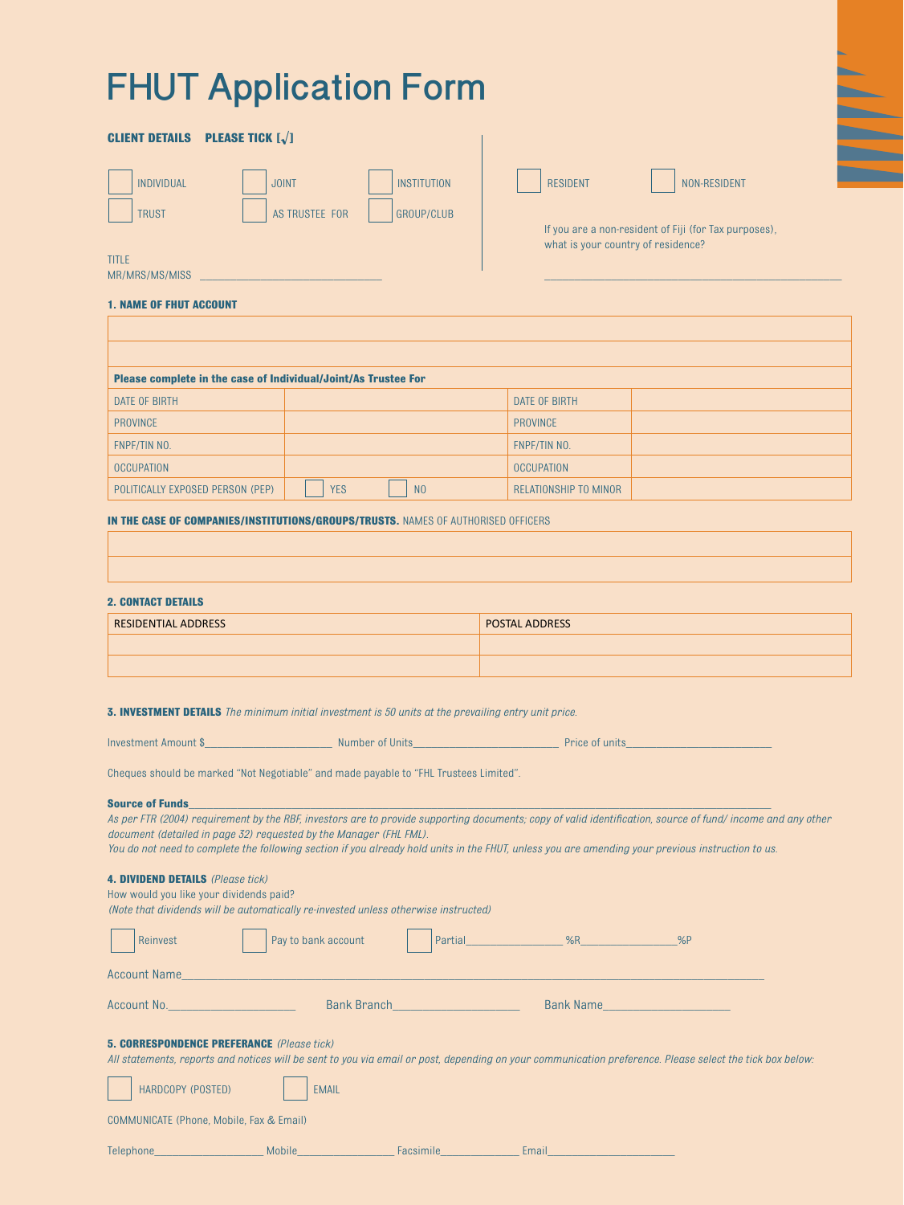# FHUT Application Form

**CLIENT DETAILS PLEASE TICK [√]**

☐ INDIVIDUAL ☐ JOINT ☐ INSTITUTION

☐ TRUST ☐ AS TRUSTEE FOR ☐ GROUP/CLUB

TITLE
MR/MRS/MS/MISS ________________________________

☐ RESIDENT ☐ NON-RESIDENT

If you are a non-resident of Fiji (for Tax purposes), what is your country of residence?

______________________________________________________

**1. NAME OF FHUT ACCOUNT**

| | | | |
|---|---|---|---|
| | | | |
| | | | |
| **Please complete in the case of Individual/Joint/As Trustee For** | | | |
| DATE OF BIRTH | | DATE OF BIRTH | |
| PROVINCE | | PROVINCE | |
| FNPF/TIN NO. | | FNPF/TIN NO. | |
| OCCUPATION | | OCCUPATION | |
| POLITICALLY EXPOSED PERSON (PEP) | ☐ YES ☐ NO | RELATIONSHIP TO MINOR | |

**IN THE CASE OF COMPANIES/INSTITUTIONS/GROUPS/TRUSTS.** NAMES OF AUTHORISED OFFICERS

| |
|---|
| |
| |

**2. CONTACT DETAILS**

| RESIDENTIAL ADDRESS | POSTAL ADDRESS |
|---|---|
| | |
| | |

**3. INVESTMENT DETAILS** *The minimum initial investment is 50 units at the prevailing entry unit price.*

Investment Amount $______________________ Number of Units_________________________ Price of units_________________________

Cheques should be marked "Not Negotiable" and made payable to "FHL Trustees Limited".

**Source of Funds**_______________________________________________________________________________________________

*As per FTR (2004) requirement by the RBF, investors are to provide supporting documents; copy of valid identification, source of fund/ income and any other document (detailed in page 32) requested by the Manager (FHL FML).*
*You do not need to complete the following section if you already hold units in the FHUT, unless you are amending your previous instruction to us.*

**4. DIVIDEND DETAILS** *(Please tick)*
How would you like your dividends paid?
*(Note that dividends will be automatically re-invested unless otherwise instructed)*

☐ Reinvest ☐ Pay to bank account ☐ Partial________________%R________________%P

Account Name_______________________________________________________________________________________________

Account No.____________________ Bank Branch____________________ Bank Name____________________

**5. CORRESPONDENCE PREFERANCE** *(Please tick)*
*All statements, reports and notices will be sent to you via email or post, depending on your communication preference. Please select the tick box below:*

☐ HARDCOPY (POSTED) ☐ EMAIL

COMMUNICATE (Phone, Mobile, Fax & Email)

Telephone___________________ Mobile_________________ Facsimile______________ Email_______________________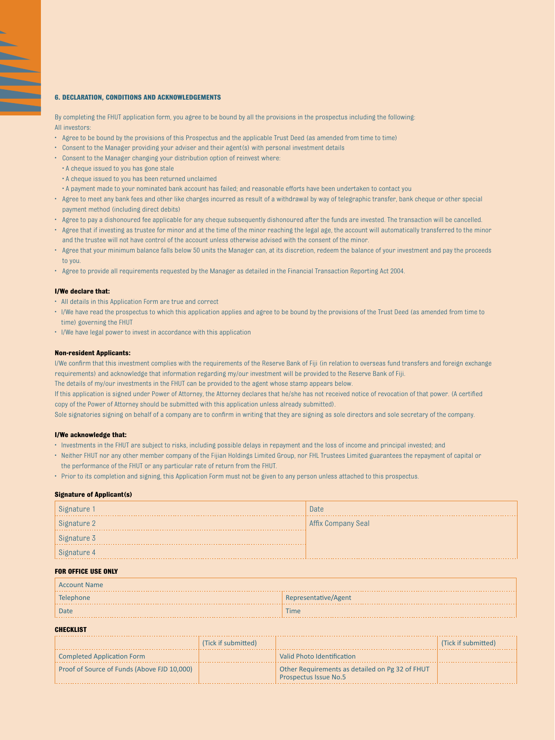### 6. DECLARATION, CONDITIONS AND ACKNOWLEDGEMENTS

By completing the FHUT application form, you agree to be bound by all the provisions in the prospectus including the following:
All investors:

- Agree to be bound by the provisions of this Prospectus and the applicable Trust Deed (as amended from time to time)
- Consent to the Manager providing your adviser and their agent(s) with personal investment details
- Consent to the Manager changing your distribution option of reinvest where:
  - A cheque issued to you has gone stale
  - A cheque issued to you has been returned unclaimed
  - A payment made to your nominated bank account has failed; and reasonable efforts have been undertaken to contact you
- Agree to meet any bank fees and other like charges incurred as result of a withdrawal by way of telegraphic transfer, bank cheque or other special payment method (including direct debits)
- Agree to pay a dishonoured fee applicable for any cheque subsequently dishonoured after the funds are invested. The transaction will be cancelled.
- Agree that if investing as trustee for minor and at the time of the minor reaching the legal age, the account will automatically transferred to the minor and the trustee will not have control of the account unless otherwise advised with the consent of the minor.
- Agree that your minimum balance falls below 50 units the Manager can, at its discretion, redeem the balance of your investment and pay the proceeds to you.
- Agree to provide all requirements requested by the Manager as detailed in the Financial Transaction Reporting Act 2004.

#### I/We declare that:

- All details in this Application Form are true and correct
- I/We have read the prospectus to which this application applies and agree to be bound by the provisions of the Trust Deed (as amended from time to time) governing the FHUT
- I/We have legal power to invest in accordance with this application

#### Non-resident Applicants:

I/We confirm that this investment complies with the requirements of the Reserve Bank of Fiji (in relation to overseas fund transfers and foreign exchange requirements) and acknowledge that information regarding my/our investment will be provided to the Reserve Bank of Fiji.
The details of my/our investments in the FHUT can be provided to the agent whose stamp appears below.
If this application is signed under Power of Attorney, the Attorney declares that he/she has not received notice of revocation of that power. (A certified copy of the Power of Attorney should be submitted with this application unless already submitted).
Sole signatories signing on behalf of a company are to confirm in writing that they are signing as sole directors and sole secretary of the company.

#### I/We acknowledge that:

- Investments in the FHUT are subject to risks, including possible delays in repayment and the loss of income and principal invested; and
- Neither FHUT nor any other member company of the Fijian Holdings Limited Group, nor FHL Trustees Limited guarantees the repayment of capital or the performance of the FHUT or any particular rate of return from the FHUT.
- Prior to its completion and signing, this Application Form must not be given to any person unless attached to this prospectus.

#### Signature of Applicant(s)

| | |
|---|---|
| Signature 1 | Date |
| Signature 2 | Affix Company Seal |
| Signature 3 | |
| Signature 4 | |

#### FOR OFFICE USE ONLY

| | |
|---|---|
| Account Name | |
| Telephone | Representative/Agent |
| Date | Time |

#### CHECKLIST

| | (Tick if submitted) | | (Tick if submitted) |
|---|---|---|---|
| Completed Application Form | | Valid Photo Identification | |
| Proof of Source of Funds (Above FJD 10,000) | | Other Requirements as detailed on Pg 32 of FHUT Prospectus Issue No.5 | |